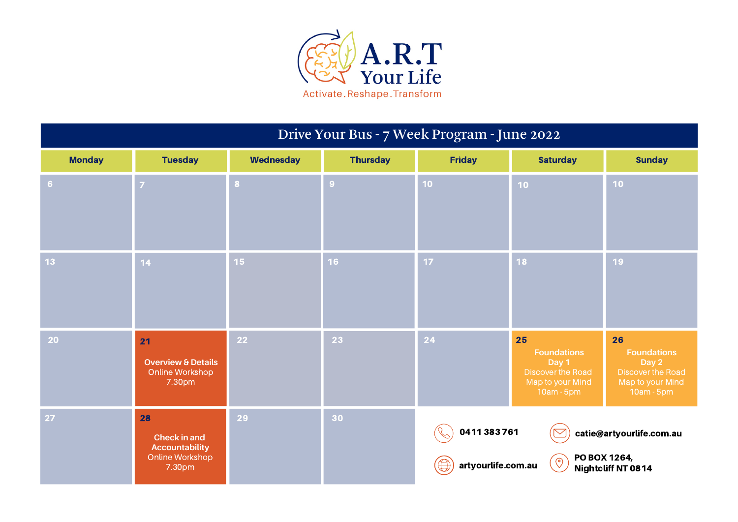# A.R.T Your Life

Activate.Reshape.Transform

## Drive Your Bus - 7 Week Program - June 2022

| Monday | Tuesday | Wednesday | Thursday | Friday | Saturday | Sunday |
|---|---|---|---|---|---|---|
| 6 | 7 | 8 | 9 | 10 | 10 | 10 |
| 13 | 14 | 15 | 16 | 17 | 18 | 19 |
| 20 | 21 **Overview & Details** Online Workshop 7.30pm | 22 | 23 | 24 | 25 **Foundations Day 1** Discover the Road Map to your Mind 10am - 5pm | 26 **Foundations Day 2** Discover the Road Map to your Mind 10am - 5pm |
| 27 | 28 **Check in and Accountability** Online Workshop 7.30pm | 29 | 30 | | | |

**0411 383 761**

**catie@artyourlife.com.au**

**artyourlife.com.au**

**PO BOX 1264, Nightcliff NT 0814**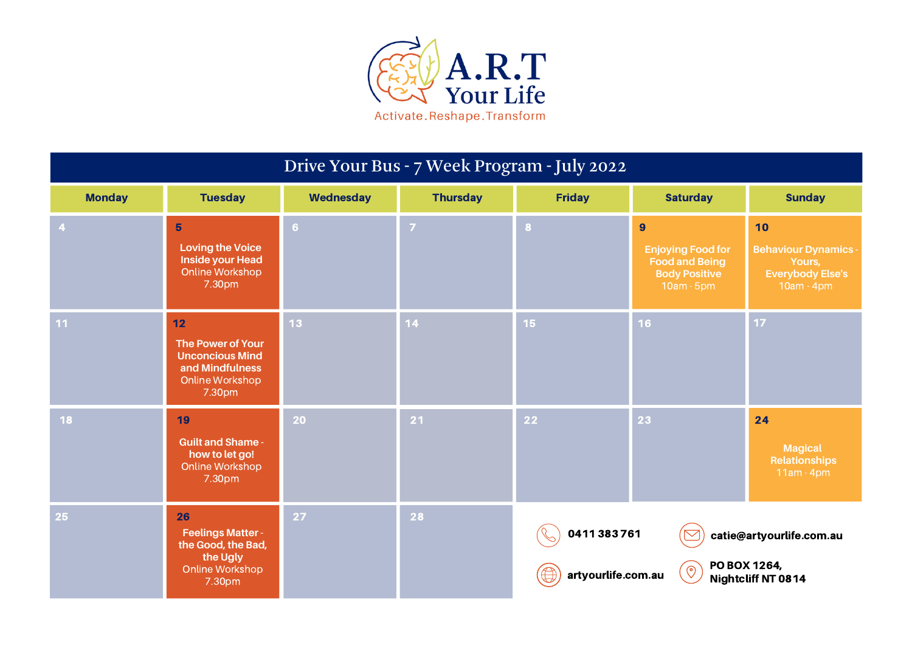# A.R.T Your Life

Activate.Reshape.Transform

## Drive Your Bus - 7 Week Program - July 2022

| Monday | Tuesday | Wednesday | Thursday | Friday | Saturday | Sunday |
|---|---|---|---|---|---|---|
| 4 | 5<br>**Loving the Voice Inside your Head**<br>Online Workshop<br>7.30pm | 6 | 7 | 8 | 9<br>**Enjoying Food for Food and Being Body Positive**<br>10am - 5pm | 10<br>**Behaviour Dynamics - Yours, Everybody Else's**<br>10am - 4pm |
| 11 | 12<br>**The Power of Your Unconcious Mind and Mindfulness**<br>Online Workshop<br>7.30pm | 13 | 14 | 15 | 16 | 17 |
| 18 | 19<br>**Guilt and Shame - how to let go!**<br>Online Workshop<br>7.30pm | 20 | 21 | 22 | 23 | 24<br>**Magical Relationships**<br>11am - 4pm |
| 25 | 26<br>**Feelings Matter - the Good, the Bad, the Ugly**<br>Online Workshop<br>7.30pm | 27 | 28 | | | |

**0411 383 761**

**catie@artyourlife.com.au**

**artyourlife.com.au**

**PO BOX 1264, Nightcliff NT 0814**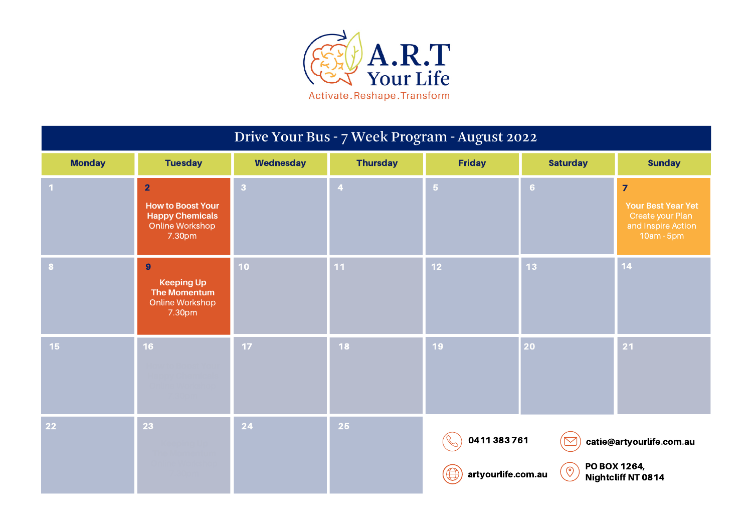# A.R.T Your Life

Activate.Reshape.Transform

## Drive Your Bus - 7 Week Program - August 2022

| Monday | Tuesday | Wednesday | Thursday | Friday | Saturday | Sunday |
|---|---|---|---|---|---|---|
| 1 | 2 **How to Boost Your Happy Chemicals** Online Workshop 7.30pm | 3 | 4 | 5 | 6 | 7 **Your Best Year Yet** Create your Plan and Inspire Action 10am - 5pm |
| 8 | 9 **Keeping Up The Momentum** Online Workshop 7.30pm | 10 | 11 | 12 | 13 | 14 |
| 15 | 16 | 17 | 18 | 19 | 20 | 21 |
| 22 | 23 | 24 | 25 | | | |

0411 383 761

catie@artyourlife.com.au

artyourlife.com.au

PO BOX 1264, Nightcliff NT 0814